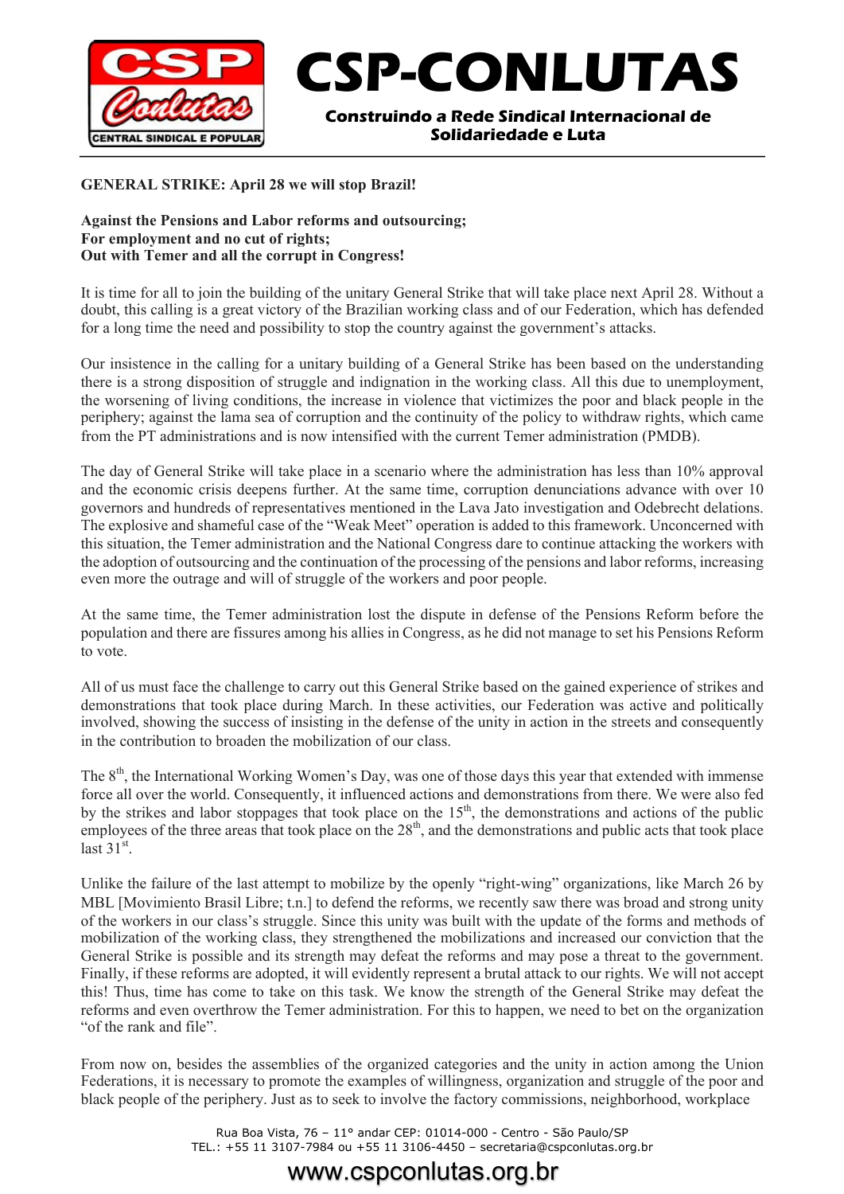# CSP-CONLUTAS

**Construindo a Rede Sindical Internacional de Solidariedade e Luta**

**GENERAL STRIKE: April 28 we will stop Brazil!**

**Against the Pensions and Labor reforms and outsourcing;**
**For employment and no cut of rights;**
**Out with Temer and all the corrupt in Congress!**

It is time for all to join the building of the unitary General Strike that will take place next April 28. Without a doubt, this calling is a great victory of the Brazilian working class and of our Federation, which has defended for a long time the need and possibility to stop the country against the government's attacks.

Our insistence in the calling for a unitary building of a General Strike has been based on the understanding there is a strong disposition of struggle and indignation in the working class. All this due to unemployment, the worsening of living conditions, the increase in violence that victimizes the poor and black people in the periphery; against the lama sea of corruption and the continuity of the policy to withdraw rights, which came from the PT administrations and is now intensified with the current Temer administration (PMDB).

The day of General Strike will take place in a scenario where the administration has less than 10% approval and the economic crisis deepens further. At the same time, corruption denunciations advance with over 10 governors and hundreds of representatives mentioned in the Lava Jato investigation and Odebrecht delations. The explosive and shameful case of the "Weak Meet" operation is added to this framework. Unconcerned with this situation, the Temer administration and the National Congress dare to continue attacking the workers with the adoption of outsourcing and the continuation of the processing of the pensions and labor reforms, increasing even more the outrage and will of struggle of the workers and poor people.

At the same time, the Temer administration lost the dispute in defense of the Pensions Reform before the population and there are fissures among his allies in Congress, as he did not manage to set his Pensions Reform to vote.

All of us must face the challenge to carry out this General Strike based on the gained experience of strikes and demonstrations that took place during March. In these activities, our Federation was active and politically involved, showing the success of insisting in the defense of the unity in action in the streets and consequently in the contribution to broaden the mobilization of our class.

The 8th, the International Working Women's Day, was one of those days this year that extended with immense force all over the world. Consequently, it influenced actions and demonstrations from there. We were also fed by the strikes and labor stoppages that took place on the 15th, the demonstrations and actions of the public employees of the three areas that took place on the 28th, and the demonstrations and public acts that took place last 31st.

Unlike the failure of the last attempt to mobilize by the openly "right-wing" organizations, like March 26 by MBL [Movimiento Brasil Libre; t.n.] to defend the reforms, we recently saw there was broad and strong unity of the workers in our class's struggle. Since this unity was built with the update of the forms and methods of mobilization of the working class, they strengthened the mobilizations and increased our conviction that the General Strike is possible and its strength may defeat the reforms and may pose a threat to the government. Finally, if these reforms are adopted, it will evidently represent a brutal attack to our rights. We will not accept this! Thus, time has come to take on this task. We know the strength of the General Strike may defeat the reforms and even overthrow the Temer administration. For this to happen, we need to bet on the organization "of the rank and file".

From now on, besides the assemblies of the organized categories and the unity in action among the Union Federations, it is necessary to promote the examples of willingness, organization and struggle of the poor and black people of the periphery. Just as to seek to involve the factory commissions, neighborhood, workplace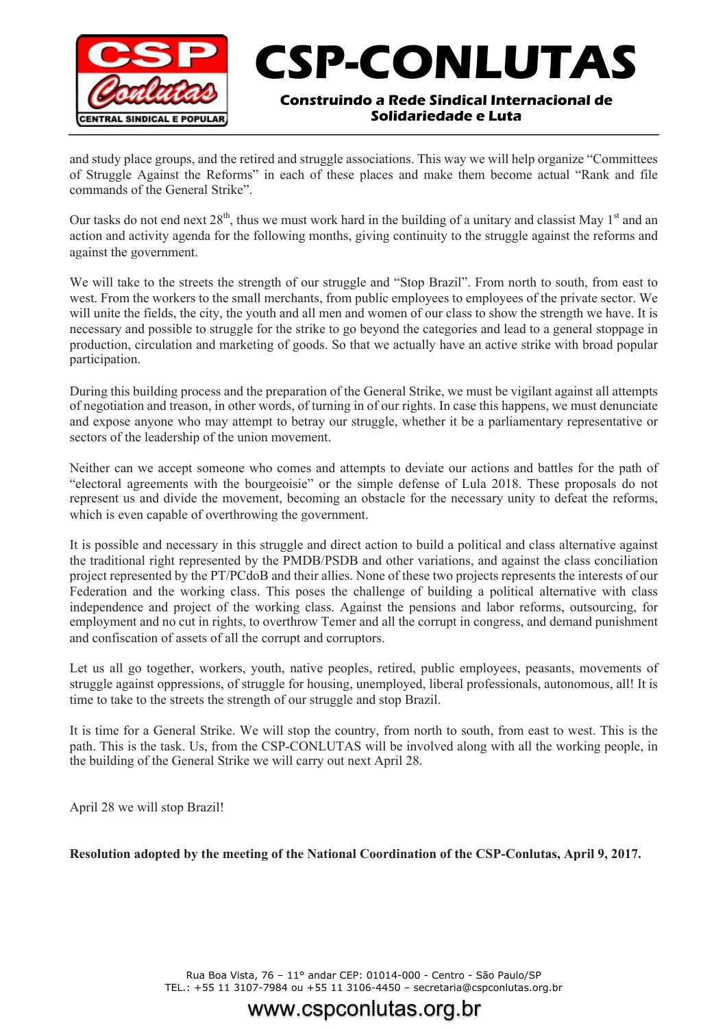and study place groups, and the retired and struggle associations. This way we will help organize "Committees of Struggle Against the Reforms" in each of these places and make them become actual "Rank and file commands of the General Strike".

Our tasks do not end next 28th, thus we must work hard in the building of a unitary and classist May 1st and an action and activity agenda for the following months, giving continuity to the struggle against the reforms and against the government.

We will take to the streets the strength of our struggle and "Stop Brazil". From north to south, from east to west. From the workers to the small merchants, from public employees to employees of the private sector. We will unite the fields, the city, the youth and all men and women of our class to show the strength we have. It is necessary and possible to struggle for the strike to go beyond the categories and lead to a general stoppage in production, circulation and marketing of goods. So that we actually have an active strike with broad popular participation.

During this building process and the preparation of the General Strike, we must be vigilant against all attempts of negotiation and treason, in other words, of turning in of our rights. In case this happens, we must denunciate and expose anyone who may attempt to betray our struggle, whether it be a parliamentary representative or sectors of the leadership of the union movement.

Neither can we accept someone who comes and attempts to deviate our actions and battles for the path of "electoral agreements with the bourgeoisie" or the simple defense of Lula 2018. These proposals do not represent us and divide the movement, becoming an obstacle for the necessary unity to defeat the reforms, which is even capable of overthrowing the government.

It is possible and necessary in this struggle and direct action to build a political and class alternative against the traditional right represented by the PMDB/PSDB and other variations, and against the class conciliation project represented by the PT/PCdoB and their allies. None of these two projects represents the interests of our Federation and the working class. This poses the challenge of building a political alternative with class independence and project of the working class. Against the pensions and labor reforms, outsourcing, for employment and no cut in rights, to overthrow Temer and all the corrupt in congress, and demand punishment and confiscation of assets of all the corrupt and corruptors.

Let us all go together, workers, youth, native peoples, retired, public employees, peasants, movements of struggle against oppressions, of struggle for housing, unemployed, liberal professionals, autonomous, all! It is time to take to the streets the strength of our struggle and stop Brazil.

It is time for a General Strike. We will stop the country, from north to south, from east to west. This is the path. This is the task. Us, from the CSP-CONLUTAS will be involved along with all the working people, in the building of the General Strike we will carry out next April 28.

April 28 we will stop Brazil!

**Resolution adopted by the meeting of the National Coordination of the CSP-Conlutas, April 9, 2017.**